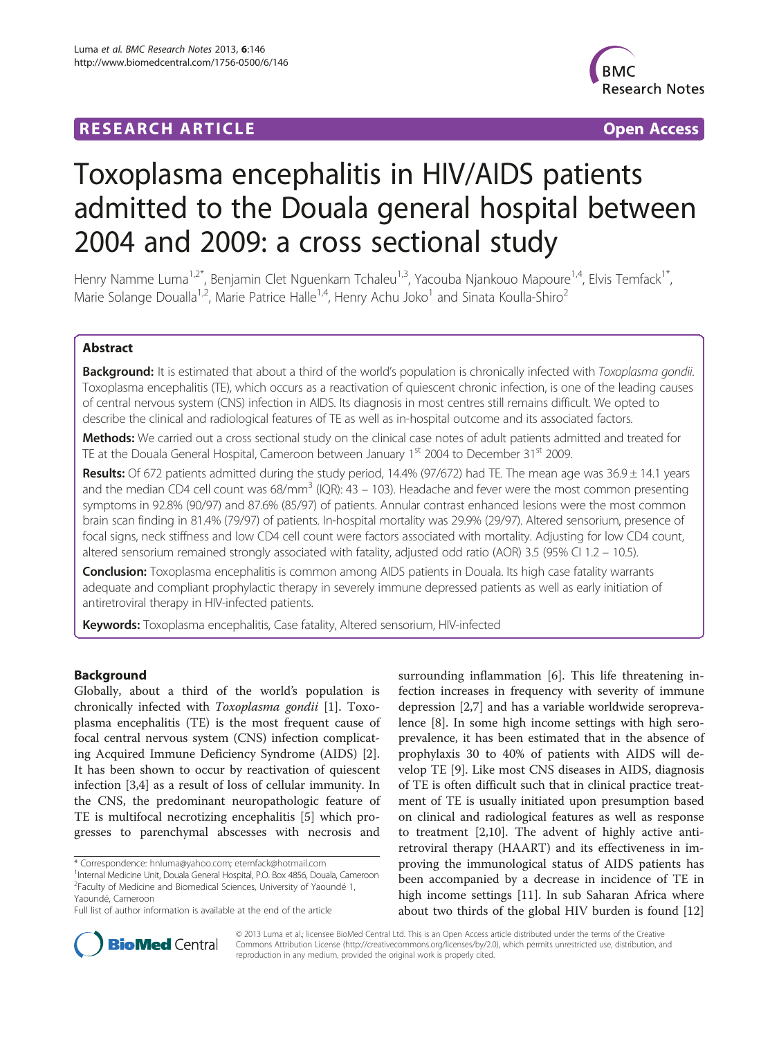RESEARCH ARTICLE Open Access

# Toxoplasma encephalitis in HIV/AIDS patients admitted to the Douala general hospital between 2004 and 2009: a cross sectional study

Henry Namme Luma[1,2*], Benjamin Clet Nguenkam Tchaleu[1,3], Yacouba Njankouo Mapoure[1,4], Elvis Temfack[1*], Marie Solange Doualla[1,2], Marie Patrice Halle[1,4], Henry Achu Joko[1] and Sinata Koulla-Shiro[2]

## Abstract

**Background:** It is estimated that about a third of the world's population is chronically infected with *Toxoplasma gondii*. Toxoplasma encephalitis (TE), which occurs as a reactivation of quiescent chronic infection, is one of the leading causes of central nervous system (CNS) infection in AIDS. Its diagnosis in most centres still remains difficult. We opted to describe the clinical and radiological features of TE as well as in-hospital outcome and its associated factors.

**Methods:** We carried out a cross sectional study on the clinical case notes of adult patients admitted and treated for TE at the Douala General Hospital, Cameroon between January 1st 2004 to December 31st 2009.

**Results:** Of 672 patients admitted during the study period, 14.4% (97/672) had TE. The mean age was 36.9 ± 14.1 years and the median CD4 cell count was 68/mm$^3$ (IQR): 43 – 103). Headache and fever were the most common presenting symptoms in 92.8% (90/97) and 87.6% (85/97) of patients. Annular contrast enhanced lesions were the most common brain scan finding in 81.4% (79/97) of patients. In-hospital mortality was 29.9% (29/97). Altered sensorium, presence of focal signs, neck stiffness and low CD4 cell count were factors associated with mortality. Adjusting for low CD4 count, altered sensorium remained strongly associated with fatality, adjusted odd ratio (AOR) 3.5 (95% CI 1.2 – 10.5).

**Conclusion:** Toxoplasma encephalitis is common among AIDS patients in Douala. Its high case fatality warrants adequate and compliant prophylactic therapy in severely immune depressed patients as well as early initiation of antiretroviral therapy in HIV-infected patients.

**Keywords:** Toxoplasma encephalitis, Case fatality, Altered sensorium, HIV-infected

## Background

Globally, about a third of the world's population is chronically infected with *Toxoplasma gondii* [1]. Toxoplasma encephalitis (TE) is the most frequent cause of focal central nervous system (CNS) infection complicating Acquired Immune Deficiency Syndrome (AIDS) [2]. It has been shown to occur by reactivation of quiescent infection [3,4] as a result of loss of cellular immunity. In the CNS, the predominant neuropathologic feature of TE is multifocal necrotizing encephalitis [5] which progresses to parenchymal abscesses with necrosis and surrounding inflammation [6]. This life threatening infection increases in frequency with severity of immune depression [2,7] and has a variable worldwide seroprevalence [8]. In some high income settings with high seroprevalence, it has been estimated that in the absence of prophylaxis 30 to 40% of patients with AIDS will develop TE [9]. Like most CNS diseases in AIDS, diagnosis of TE is often difficult such that in clinical practice treatment of TE is usually initiated upon presumption based on clinical and radiological features as well as response to treatment [2,10]. The advent of highly active antiretroviral therapy (HAART) and its effectiveness in improving the immunological status of AIDS patients has been accompanied by a decrease in incidence of TE in high income settings [11]. In sub Saharan Africa where about two thirds of the global HIV burden is found [12]

\* Correspondence: hnluma@yahoo.com; etemfack@hotmail.com
[1]Internal Medicine Unit, Douala General Hospital, P.O. Box 4856, Douala, Cameroon
[2]Faculty of Medicine and Biomedical Sciences, University of Yaoundé 1, Yaoundé, Cameroon
Full list of author information is available at the end of the article

© 2013 Luma et al.; licensee BioMed Central Ltd. This is an Open Access article distributed under the terms of the Creative Commons Attribution License (http://creativecommons.org/licenses/by/2.0), which permits unrestricted use, distribution, and reproduction in any medium, provided the original work is properly cited.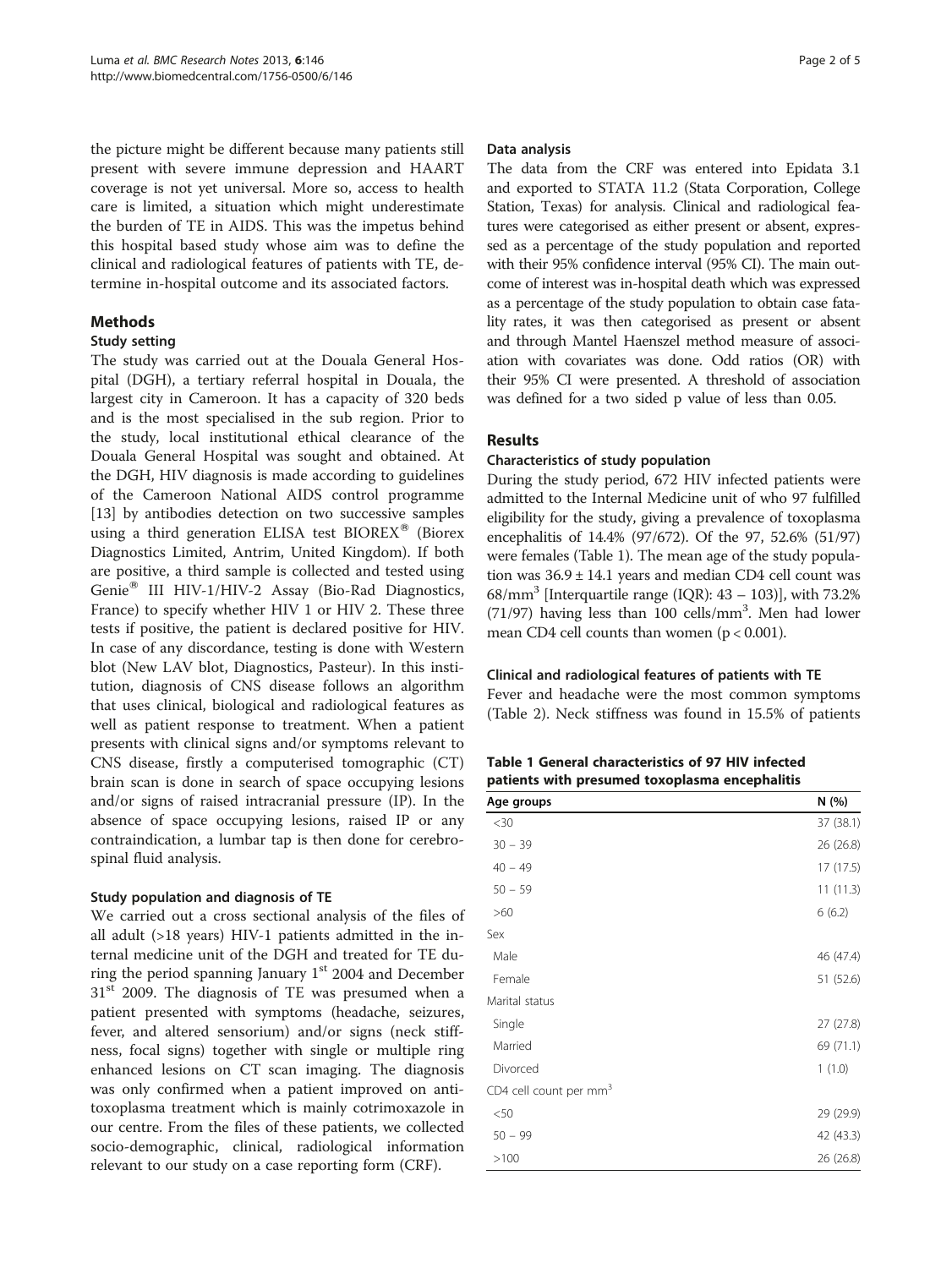the picture might be different because many patients still present with severe immune depression and HAART coverage is not yet universal. More so, access to health care is limited, a situation which might underestimate the burden of TE in AIDS. This was the impetus behind this hospital based study whose aim was to define the clinical and radiological features of patients with TE, determine in-hospital outcome and its associated factors.

## Methods

### Study setting

The study was carried out at the Douala General Hospital (DGH), a tertiary referral hospital in Douala, the largest city in Cameroon. It has a capacity of 320 beds and is the most specialised in the sub region. Prior to the study, local institutional ethical clearance of the Douala General Hospital was sought and obtained. At the DGH, HIV diagnosis is made according to guidelines of the Cameroon National AIDS control programme [13] by antibodies detection on two successive samples using a third generation ELISA test BIOREX® (Biorex Diagnostics Limited, Antrim, United Kingdom). If both are positive, a third sample is collected and tested using Genie® III HIV-1/HIV-2 Assay (Bio-Rad Diagnostics, France) to specify whether HIV 1 or HIV 2. These three tests if positive, the patient is declared positive for HIV. In case of any discordance, testing is done with Western blot (New LAV blot, Diagnostics, Pasteur). In this institution, diagnosis of CNS disease follows an algorithm that uses clinical, biological and radiological features as well as patient response to treatment. When a patient presents with clinical signs and/or symptoms relevant to CNS disease, firstly a computerised tomographic (CT) brain scan is done in search of space occupying lesions and/or signs of raised intracranial pressure (IP). In the absence of space occupying lesions, raised IP or any contraindication, a lumbar tap is then done for cerebrospinal fluid analysis.

### Study population and diagnosis of TE

We carried out a cross sectional analysis of the files of all adult (>18 years) HIV-1 patients admitted in the internal medicine unit of the DGH and treated for TE during the period spanning January 1st 2004 and December 31st 2009. The diagnosis of TE was presumed when a patient presented with symptoms (headache, seizures, fever, and altered sensorium) and/or signs (neck stiffness, focal signs) together with single or multiple ring enhanced lesions on CT scan imaging. The diagnosis was only confirmed when a patient improved on anti-toxoplasma treatment which is mainly cotrimoxazole in our centre. From the files of these patients, we collected socio-demographic, clinical, radiological information relevant to our study on a case reporting form (CRF).

### Data analysis

The data from the CRF was entered into Epidata 3.1 and exported to STATA 11.2 (Stata Corporation, College Station, Texas) for analysis. Clinical and radiological features were categorised as either present or absent, expressed as a percentage of the study population and reported with their 95% confidence interval (95% CI). The main outcome of interest was in-hospital death which was expressed as a percentage of the study population to obtain case fatality rates, it was then categorised as present or absent and through Mantel Haenszel method measure of association with covariates was done. Odd ratios (OR) with their 95% CI were presented. A threshold of association was defined for a two sided p value of less than 0.05.

## Results

### Characteristics of study population

During the study period, 672 HIV infected patients were admitted to the Internal Medicine unit of who 97 fulfilled eligibility for the study, giving a prevalence of toxoplasma encephalitis of 14.4% (97/672). Of the 97, 52.6% (51/97) were females (Table 1). The mean age of the study population was $36.9 \pm 14.1$ years and median CD4 cell count was $68/mm^3$ [Interquartile range (IQR): 43 – 103)], with 73.2% (71/97) having less than 100 cells/$mm^3$. Men had lower mean CD4 cell counts than women ($p < 0.001$).

### Clinical and radiological features of patients with TE

Fever and headache were the most common symptoms (Table 2). Neck stiffness was found in 15.5% of patients

**Table 1 General characteristics of 97 HIV infected patients with presumed toxoplasma encephalitis**

| Age groups | N (%) |
|---|---|
| <30 | 37 (38.1) |
| 30 – 39 | 26 (26.8) |
| 40 – 49 | 17 (17.5) |
| 50 – 59 | 11 (11.3) |
| >60 | 6 (6.2) |
| Sex | |
| Male | 46 (47.4) |
| Female | 51 (52.6) |
| Marital status | |
| Single | 27 (27.8) |
| Married | 69 (71.1) |
| Divorced | 1 (1.0) |
| CD4 cell count per $mm^3$ | |
| <50 | 29 (29.9) |
| 50 – 99 | 42 (43.3) |
| >100 | 26 (26.8) |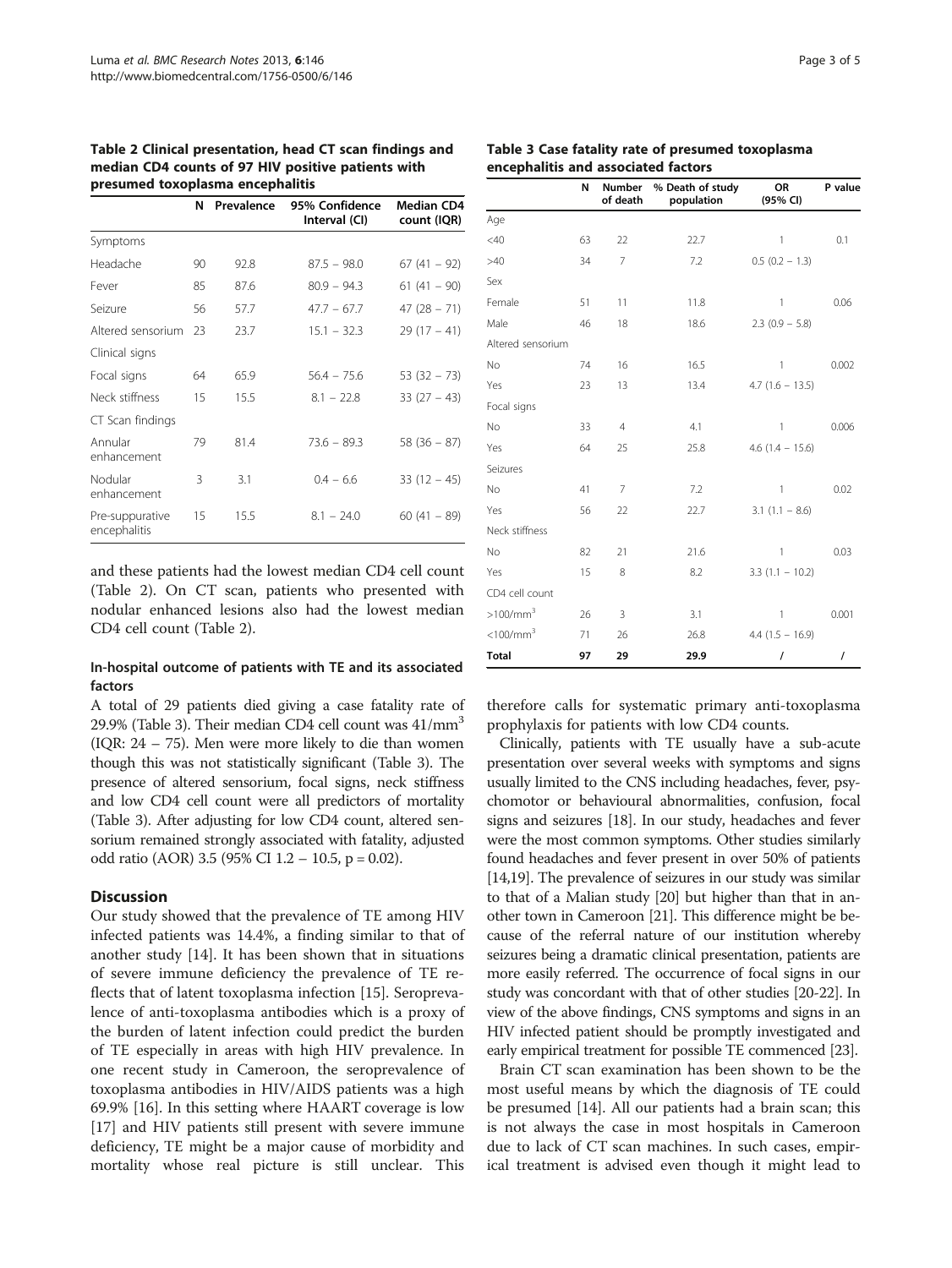**Table 2 Clinical presentation, head CT scan findings and median CD4 counts of 97 HIV positive patients with presumed toxoplasma encephalitis**

| | N | Prevalence | 95% Confidence Interval (CI) | Median CD4 count (IQR) |
|---|---|---|---|---|
| Symptoms | | | | |
| Headache | 90 | 92.8 | 87.5 – 98.0 | 67 (41 – 92) |
| Fever | 85 | 87.6 | 80.9 – 94.3 | 61 (41 – 90) |
| Seizure | 56 | 57.7 | 47.7 – 67.7 | 47 (28 – 71) |
| Altered sensorium | 23 | 23.7 | 15.1 – 32.3 | 29 (17 – 41) |
| Clinical signs | | | | |
| Focal signs | 64 | 65.9 | 56.4 – 75.6 | 53 (32 – 73) |
| Neck stiffness | 15 | 15.5 | 8.1 – 22.8 | 33 (27 – 43) |
| CT Scan findings | | | | |
| Annular enhancement | 79 | 81.4 | 73.6 – 89.3 | 58 (36 – 87) |
| Nodular enhancement | 3 | 3.1 | 0.4 – 6.6 | 33 (12 – 45) |
| Pre-suppurative encephalitis | 15 | 15.5 | 8.1 – 24.0 | 60 (41 – 89) |

and these patients had the lowest median CD4 cell count (Table 2). On CT scan, patients who presented with nodular enhanced lesions also had the lowest median CD4 cell count (Table 2).

### In-hospital outcome of patients with TE and its associated factors

A total of 29 patients died giving a case fatality rate of 29.9% (Table 3). Their median CD4 cell count was 41/mm$^3$ (IQR: 24 – 75). Men were more likely to die than women though this was not statistically significant (Table 3). The presence of altered sensorium, focal signs, neck stiffness and low CD4 cell count were all predictors of mortality (Table 3). After adjusting for low CD4 count, altered sensorium remained strongly associated with fatality, adjusted odd ratio (AOR) 3.5 (95% CI 1.2 – 10.5, p = 0.02).

## Discussion

Our study showed that the prevalence of TE among HIV infected patients was 14.4%, a finding similar to that of another study [14]. It has been shown that in situations of severe immune deficiency the prevalence of TE reflects that of latent toxoplasma infection [15]. Seroprevalence of anti-toxoplasma antibodies which is a proxy of the burden of latent infection could predict the burden of TE especially in areas with high HIV prevalence. In one recent study in Cameroon, the seroprevalence of toxoplasma antibodies in HIV/AIDS patients was a high 69.9% [16]. In this setting where HAART coverage is low [17] and HIV patients still present with severe immune deficiency, TE might be a major cause of morbidity and mortality whose real picture is still unclear. This therefore calls for systematic primary anti-toxoplasma prophylaxis for patients with low CD4 counts.

**Table 3 Case fatality rate of presumed toxoplasma encephalitis and associated factors**

| | N | Number of death | % Death of study population | OR (95% CI) | P value |
|---|---|---|---|---|---|
| Age | | | | | |
| <40 | 63 | 22 | 22.7 | 1 | 0.1 |
| >40 | 34 | 7 | 7.2 | 0.5 (0.2 – 1.3) | |
| Sex | | | | | |
| Female | 51 | 11 | 11.8 | 1 | 0.06 |
| Male | 46 | 18 | 18.6 | 2.3 (0.9 – 5.8) | |
| Altered sensorium | | | | | |
| No | 74 | 16 | 16.5 | 1 | 0.002 |
| Yes | 23 | 13 | 13.4 | 4.7 (1.6 – 13.5) | |
| Focal signs | | | | | |
| No | 33 | 4 | 4.1 | 1 | 0.006 |
| Yes | 64 | 25 | 25.8 | 4.6 (1.4 – 15.6) | |
| Seizures | | | | | |
| No | 41 | 7 | 7.2 | 1 | 0.02 |
| Yes | 56 | 22 | 22.7 | 3.1 (1.1 – 8.6) | |
| Neck stiffness | | | | | |
| No | 82 | 21 | 21.6 | 1 | 0.03 |
| Yes | 15 | 8 | 8.2 | 3.3 (1.1 – 10.2) | |
| CD4 cell count | | | | | |
| >100/mm$^3$ | 26 | 3 | 3.1 | 1 | 0.001 |
| <100/mm$^3$ | 71 | 26 | 26.8 | 4.4 (1.5 – 16.9) | |
| **Total** | **97** | **29** | **29.9** | **/** | **/** |

Clinically, patients with TE usually have a sub-acute presentation over several weeks with symptoms and signs usually limited to the CNS including headaches, fever, psychomotor or behavioural abnormalities, confusion, focal signs and seizures [18]. In our study, headaches and fever were the most common symptoms. Other studies similarly found headaches and fever present in over 50% of patients [14,19]. The prevalence of seizures in our study was similar to that of a Malian study [20] but higher than that in another town in Cameroon [21]. This difference might be because of the referral nature of our institution whereby seizures being a dramatic clinical presentation, patients are more easily referred. The occurrence of focal signs in our study was concordant with that of other studies [20-22]. In view of the above findings, CNS symptoms and signs in an HIV infected patient should be promptly investigated and early empirical treatment for possible TE commenced [23].

Brain CT scan examination has been shown to be the most useful means by which the diagnosis of TE could be presumed [14]. All our patients had a brain scan; this is not always the case in most hospitals in Cameroon due to lack of CT scan machines. In such cases, empirical treatment is advised even though it might lead to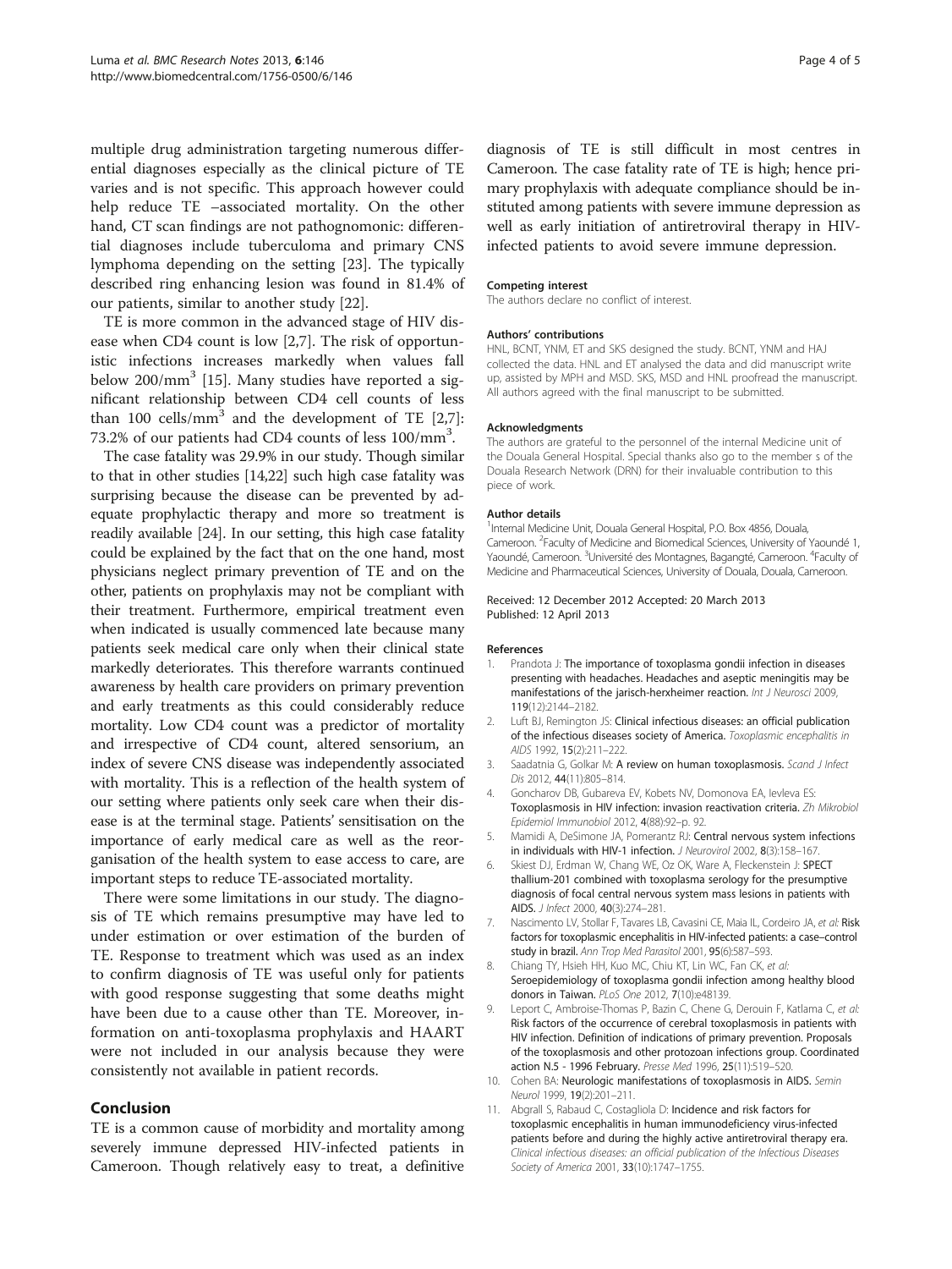multiple drug administration targeting numerous differential diagnoses especially as the clinical picture of TE varies and is not specific. This approach however could help reduce TE –associated mortality. On the other hand, CT scan findings are not pathognomonic: differential diagnoses include tuberculoma and primary CNS lymphoma depending on the setting [23]. The typically described ring enhancing lesion was found in 81.4% of our patients, similar to another study [22].

TE is more common in the advanced stage of HIV disease when CD4 count is low [2,7]. The risk of opportunistic infections increases markedly when values fall below 200/mm$^3$ [15]. Many studies have reported a significant relationship between CD4 cell counts of less than 100 cells/mm$^3$ and the development of TE [2,7]: 73.2% of our patients had CD4 counts of less 100/mm$^3$.

The case fatality was 29.9% in our study. Though similar to that in other studies [14,22] such high case fatality was surprising because the disease can be prevented by adequate prophylactic therapy and more so treatment is readily available [24]. In our setting, this high case fatality could be explained by the fact that on the one hand, most physicians neglect primary prevention of TE and on the other, patients on prophylaxis may not be compliant with their treatment. Furthermore, empirical treatment even when indicated is usually commenced late because many patients seek medical care only when their clinical state markedly deteriorates. This therefore warrants continued awareness by health care providers on primary prevention and early treatments as this could considerably reduce mortality. Low CD4 count was a predictor of mortality and irrespective of CD4 count, altered sensorium, an index of severe CNS disease was independently associated with mortality. This is a reflection of the health system of our setting where patients only seek care when their disease is at the terminal stage. Patients' sensitisation on the importance of early medical care as well as the reorganisation of the health system to ease access to care, are important steps to reduce TE-associated mortality.

There were some limitations in our study. The diagnosis of TE which remains presumptive may have led to under estimation or over estimation of the burden of TE. Response to treatment which was used as an index to confirm diagnosis of TE was useful only for patients with good response suggesting that some deaths might have been due to a cause other than TE. Moreover, information on anti-toxoplasma prophylaxis and HAART were not included in our analysis because they were consistently not available in patient records.

## Conclusion

TE is a common cause of morbidity and mortality among severely immune depressed HIV-infected patients in Cameroon. Though relatively easy to treat, a definitive diagnosis of TE is still difficult in most centres in Cameroon. The case fatality rate of TE is high; hence primary prophylaxis with adequate compliance should be instituted among patients with severe immune depression as well as early initiation of antiretroviral therapy in HIV-infected patients to avoid severe immune depression.

#### Competing interest

The authors declare no conflict of interest.

#### Authors' contributions

HNL, BCNT, YNM, ET and SKS designed the study. BCNT, YNM and HAJ collected the data. HNL and ET analysed the data and did manuscript write up, assisted by MPH and MSD. SKS, MSD and HNL proofread the manuscript. All authors agreed with the final manuscript to be submitted.

#### Acknowledgments

The authors are grateful to the personnel of the internal Medicine unit of the Douala General Hospital. Special thanks also go to the member s of the Douala Research Network (DRN) for their invaluable contribution to this piece of work.

#### Author details

[1]Internal Medicine Unit, Douala General Hospital, P.O. Box 4856, Douala, Cameroon. [2]Faculty of Medicine and Biomedical Sciences, University of Yaoundé 1, Yaoundé, Cameroon. [3]Université des Montagnes, Bagangté, Cameroon. [4]Faculty of Medicine and Pharmaceutical Sciences, University of Douala, Douala, Cameroon.

Received: 12 December 2012 Accepted: 20 March 2013
Published: 12 April 2013

#### References

1. Prandota J: **The importance of toxoplasma gondii infection in diseases presenting with headaches. Headaches and aseptic meningitis may be manifestations of the jarisch-herxheimer reaction.** *Int J Neurosci* 2009, **119**(12):2144–2182.
2. Luft BJ, Remington JS: **Clinical infectious diseases: an official publication of the infectious diseases society of America.** *Toxoplasmic encephalitis in AIDS* 1992, **15**(2):211–222.
3. Saadatnia G, Golkar M: **A review on human toxoplasmosis.** *Scand J Infect Dis* 2012, **44**(11):805–814.
4. Goncharov DB, Gubareva EV, Kobets NV, Domonova EA, Ievleva ES: **Toxoplasmosis in HIV infection: invasion reactivation criteria.** *Zh Mikrobiol Epidemiol Immunobiol* 2012, **4**(88):92–p. 92.
5. Mamidi A, DeSimone JA, Pomerantz RJ: **Central nervous system infections in individuals with HIV-1 infection.** *J Neurovirol* 2002, **8**(3):158–167.
6. Skiest DJ, Erdman W, Chang WE, Oz OK, Ware A, Fleckenstein J: **SPECT thallium-201 combined with toxoplasma serology for the presumptive diagnosis of focal central nervous system mass lesions in patients with AIDS.** *J Infect* 2000, **40**(3):274–281.
7. Nascimento LV, Stollar F, Tavares LB, Cavasini CE, Maia IL, Cordeiro JA, *et al*: **Risk factors for toxoplasmic encephalitis in HIV-infected patients: a case–control study in brazil.** *Ann Trop Med Parasitol* 2001, **95**(6):587–593.
8. Chiang TY, Hsieh HH, Kuo MC, Chiu KT, Lin WC, Fan CK, *et al*: **Seroepidemiology of toxoplasma gondii infection among healthy blood donors in Taiwan.** *PLoS One* 2012, **7**(10):e48139.
9. Leport C, Ambroise-Thomas P, Bazin C, Chene G, Derouin F, Katlama C, *et al*: **Risk factors of the occurrence of cerebral toxoplasmosis in patients with HIV infection. Definition of indications of primary prevention. Proposals of the toxoplasmosis and other protozoan infections group. Coordinated action N.5 - 1996 February.** *Presse Med* 1996, **25**(11):519–520.
10. Cohen BA: **Neurologic manifestations of toxoplasmosis in AIDS.** *Semin Neurol* 1999, **19**(2):201–211.
11. Abgrall S, Rabaud C, Costagliola D: **Incidence and risk factors for toxoplasmic encephalitis in human immunodeficiency virus-infected patients before and during the highly active antiretroviral therapy era.** *Clinical infectious diseases: an official publication of the Infectious Diseases Society of America* 2001, **33**(10):1747–1755.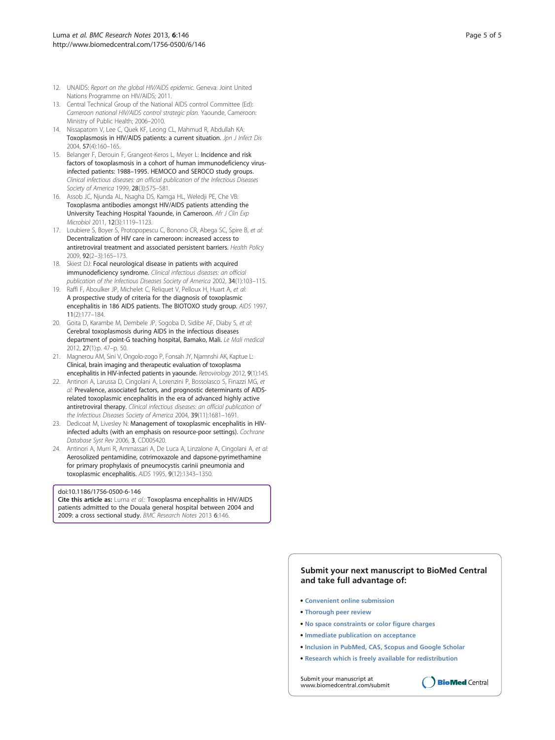12. UNAIDS: *Report on the global HIV/AIDS epidemic*. Geneva: Joint United Nations Programme on HIV/AIDS; 2011.
13. Central Technical Group of the National AIDS control Committee (Ed): *Cameroon national HIV/AIDS control strategic plan*. Yaounde, Cameroon: Ministry of Public Health; 2006–2010.
14. Nissapatorn V, Lee C, Quek KF, Leong CL, Mahmud R, Abdullah KA: Toxoplasmosis in HIV/AIDS patients: a current situation. *Jpn J Infect Dis* 2004, **57**(4):160–165.
15. Belanger F, Derouin F, Grangeot-Keros L, Meyer L: Incidence and risk factors of toxoplasmosis in a cohort of human immunodeficiency virus-infected patients: 1988–1995. HEMOCO and SEROCO study groups. *Clinical infectious diseases: an official publication of the Infectious Diseases Society of America* 1999, **28**(3):575–581.
16. Assob JC, Njunda AL, Nsagha DS, Kamga HL, Weledji PE, Che VB: Toxoplasma antibodies amongst HIV/AIDS patients attending the University Teaching Hospital Yaounde, in Cameroon. *Afr J Clin Exp Microbiol* 2011, **12**(3):1119–1123.
17. Loubiere S, Boyer S, Protopopescu C, Bonono CR, Abega SC, Spire B, *et al*: Decentralization of HIV care in cameroon: increased access to antiretroviral treatment and associated persistent barriers. *Health Policy* 2009, **92**(2–3):165–173.
18. Skiest DJ: Focal neurological disease in patients with acquired immunodeficiency syndrome. *Clinical infectious diseases: an official publication of the Infectious Diseases Society of America* 2002, **34**(1):103–115.
19. Raffi F, Aboulker JP, Michelet C, Reliquet V, Pelloux H, Huart A, *et al*: A prospective study of criteria for the diagnosis of toxoplasmic encephalitis in 186 AIDS patients. The BIOTOXO study group. *AIDS* 1997, **11**(2):177–184.
20. Goita D, Karambe M, Dembele JP, Sogoba D, Sidibe AF, Diaby S, *et al*: Cerebral toxoplasmosis during AIDS in the infectious diseases department of point-G teaching hospital, Bamako, Mali. *Le Mali medical* 2012, **27**(1):p. 47–p. 50.
21. Magnerou AM, Sini V, Ongolo-zogo P, Fonsah JY, Njamnshi AK, Kaptue L: Clinical, brain imaging and therapeutic evaluation of toxoplasma encephalitis in HIV-infected patients in yaounde. *Retrovirology* 2012, **9**(1):145.
22. Antinori A, Larussa D, Cingolani A, Lorenzini P, Bossolasco S, Finazzi MG, *et al*: Prevalence, associated factors, and prognostic determinants of AIDS-related toxoplasmic encephalitis in the era of advanced highly active antiretroviral therapy. *Clinical infectious diseases: an official publication of the Infectious Diseases Society of America* 2004, **39**(11):1681–1691.
23. Dedicoat M, Livesley N: Management of toxoplasmic encephalitis in HIV-infected adults (with an emphasis on resource-poor settings). *Cochrane Database Syst Rev* 2006, **3**, CD005420.
24. Antinori A, Murri R, Ammassari A, De Luca A, Linzalone A, Cingolani A, *et al*: Aerosolized pentamidine, cotrimoxazole and dapsone-pyrimethamine for primary prophylaxis of pneumocystis carinii pneumonia and toxoplasmic encephalitis. *AIDS* 1995, **9**(12):1343–1350.

doi:10.1186/1756-0500-6-146

**Cite this article as:** Luma *et al.*: Toxoplasma encephalitis in HIV/AIDS patients admitted to the Douala general hospital between 2004 and 2009: a cross sectional study. *BMC Research Notes* 2013 **6**:146.

**Submit your next manuscript to BioMed Central and take full advantage of:**

- **Convenient online submission**
- **Thorough peer review**
- **No space constraints or color figure charges**
- **Immediate publication on acceptance**
- **Inclusion in PubMed, CAS, Scopus and Google Scholar**
- **Research which is freely available for redistribution**

Submit your manuscript at
www.biomedcentral.com/submit

BioMed Central